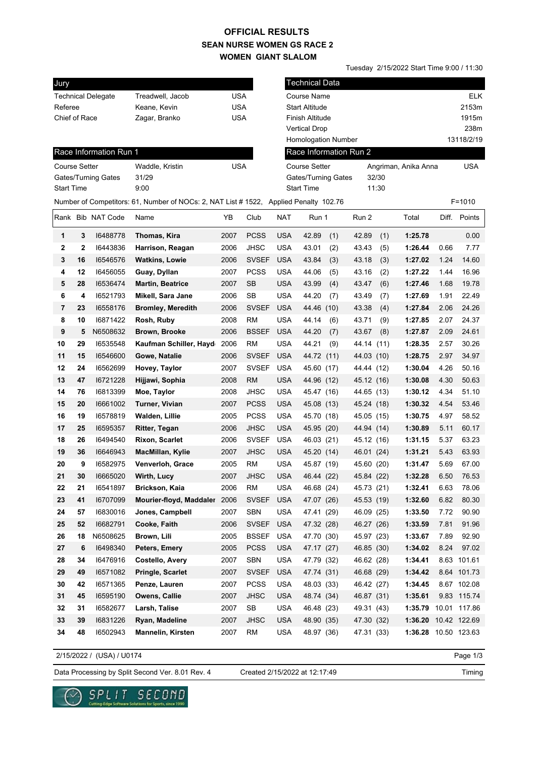# OFFICIAL RESULTS
## SEAN NURSE WOMEN GS RACE 2
## WOMEN GIANT SLALOM

Tuesday 2/15/2022 Start Time 9:00 / 11:30

| Jury | | |
|---|---|---|
| Technical Delegate | Treadwell, Jacob | USA |
| Referee | Keane, Kevin | USA |
| Chief of Race | Zagar, Branko | USA |

| Technical Data | |
|---|---|
| Course Name | ELK |
| Start Altitude | 2153m |
| Finish Altitude | 1915m |
| Vertical Drop | 238m |
| Homologation Number | 13118/2/19 |

| Race Information Run 1 | | |
|---|---|---|
| Course Setter | Waddle, Kristin | USA |
| Gates/Turning Gates | 31/29 | |
| Start Time | 9:00 | |

| Race Information Run 2 | | |
|---|---|---|
| Course Setter | Angriman, Anika Anna | USA |
| Gates/Turning Gates | 32/30 | |
| Start Time | 11:30 | |

Number of Competitors: 61, Number of NOCs: 2, NAT List # 1522, Applied Penalty 102.76 F=1010

| Rank | Bib | NAT Code | Name | YB | Club | NAT | Run 1 | Run 2 | Total | Diff. | Points |
|---|---|---|---|---|---|---|---|---|---|---|---|
| 1 | 3 | I6488778 | **Thomas, Kira** | 2007 | PCSS | USA | 42.89 (1) | 42.89 (1) | **1:25.78** | | 0.00 |
| 2 | 2 | I6443836 | **Harrison, Reagan** | 2006 | JHSC | USA | 43.01 (2) | 43.43 (5) | **1:26.44** | 0.66 | 7.77 |
| 3 | 16 | I6546576 | **Watkins, Lowie** | 2006 | SVSEF | USA | 43.84 (3) | 43.18 (3) | **1:27.02** | 1.24 | 14.60 |
| 4 | 12 | I6456055 | **Guay, Dyllan** | 2007 | PCSS | USA | 44.06 (5) | 43.16 (2) | **1:27.22** | 1.44 | 16.96 |
| 5 | 28 | I6536474 | **Martin, Beatrice** | 2007 | SB | USA | 43.99 (4) | 43.47 (6) | **1:27.46** | 1.68 | 19.78 |
| 6 | 4 | I6521793 | **Mikell, Sara Jane** | 2006 | SB | USA | 44.20 (7) | 43.49 (7) | **1:27.69** | 1.91 | 22.49 |
| 7 | 23 | I6558176 | **Bromley, Meredith** | 2006 | SVSEF | USA | 44.46 (10) | 43.38 (4) | **1:27.84** | 2.06 | 24.26 |
| 8 | 10 | I6871422 | **Rosh, Ruby** | 2008 | RM | USA | 44.14 (6) | 43.71 (9) | **1:27.85** | 2.07 | 24.37 |
| 9 | 5 | N6508632 | **Brown, Brooke** | 2006 | BSSEF | USA | 44.20 (7) | 43.67 (8) | **1:27.87** | 2.09 | 24.61 |
| 10 | 29 | I6535548 | **Kaufman Schiller, Hayd** | 2006 | RM | USA | 44.21 (9) | 44.14 (11) | **1:28.35** | 2.57 | 30.26 |
| 11 | 15 | I6546600 | **Gowe, Natalie** | 2006 | SVSEF | USA | 44.72 (11) | 44.03 (10) | **1:28.75** | 2.97 | 34.97 |
| 12 | 24 | I6562699 | **Hovey, Taylor** | 2007 | SVSEF | USA | 45.60 (17) | 44.44 (12) | **1:30.04** | 4.26 | 50.16 |
| 13 | 47 | I6721228 | **Hijjawi, Sophia** | 2008 | RM | USA | 44.96 (12) | 45.12 (16) | **1:30.08** | 4.30 | 50.63 |
| 14 | 76 | I6813399 | **Moe, Taylor** | 2008 | JHSC | USA | 45.47 (16) | 44.65 (13) | **1:30.12** | 4.34 | 51.10 |
| 15 | 20 | I6661002 | **Turner, Vivian** | 2007 | PCSS | USA | 45.08 (13) | 45.24 (18) | **1:30.32** | 4.54 | 53.46 |
| 16 | 19 | I6578819 | **Walden, Lillie** | 2005 | PCSS | USA | 45.70 (18) | 45.05 (15) | **1:30.75** | 4.97 | 58.52 |
| 17 | 25 | I6595357 | **Ritter, Tegan** | 2006 | JHSC | USA | 45.95 (20) | 44.94 (14) | **1:30.89** | 5.11 | 60.17 |
| 18 | 26 | I6494540 | **Rixon, Scarlet** | 2006 | SVSEF | USA | 46.03 (21) | 45.12 (16) | **1:31.15** | 5.37 | 63.23 |
| 19 | 36 | I6646943 | **MacMillan, Kylie** | 2007 | JHSC | USA | 45.20 (14) | 46.01 (24) | **1:31.21** | 5.43 | 63.93 |
| 20 | 9 | I6582975 | **Venverloh, Grace** | 2005 | RM | USA | 45.87 (19) | 45.60 (20) | **1:31.47** | 5.69 | 67.00 |
| 21 | 30 | I6665020 | **Wirth, Lucy** | 2007 | JHSC | USA | 46.44 (22) | 45.84 (22) | **1:32.28** | 6.50 | 76.53 |
| 22 | 21 | I6541897 | **Brickson, Kaia** | 2006 | RM | USA | 46.68 (24) | 45.73 (21) | **1:32.41** | 6.63 | 78.06 |
| 23 | 41 | I6707099 | **Mourier-floyd, Maddaler** | 2006 | SVSEF | USA | 47.07 (26) | 45.53 (19) | **1:32.60** | 6.82 | 80.30 |
| 24 | 57 | I6830016 | **Jones, Campbell** | 2007 | SBN | USA | 47.41 (29) | 46.09 (25) | **1:33.50** | 7.72 | 90.90 |
| 25 | 52 | I6682791 | **Cooke, Faith** | 2006 | SVSEF | USA | 47.32 (28) | 46.27 (26) | **1:33.59** | 7.81 | 91.96 |
| 26 | 18 | N6508625 | **Brown, Lili** | 2005 | BSSEF | USA | 47.70 (30) | 45.97 (23) | **1:33.67** | 7.89 | 92.90 |
| 27 | 6 | I6498340 | **Peters, Emery** | 2005 | PCSS | USA | 47.17 (27) | 46.85 (30) | **1:34.02** | 8.24 | 97.02 |
| 28 | 34 | I6476916 | **Costello, Avery** | 2007 | SBN | USA | 47.79 (32) | 46.62 (28) | **1:34.41** | 8.63 | 101.61 |
| 29 | 49 | I6571082 | **Pringle, Scarlet** | 2007 | SVSEF | USA | 47.74 (31) | 46.68 (29) | **1:34.42** | 8.64 | 101.73 |
| 30 | 42 | I6571365 | **Penze, Lauren** | 2007 | PCSS | USA | 48.03 (33) | 46.42 (27) | **1:34.45** | 8.67 | 102.08 |
| 31 | 45 | I6595190 | **Owens, Callie** | 2007 | JHSC | USA | 48.74 (34) | 46.87 (31) | **1:35.61** | 9.83 | 115.74 |
| 32 | 31 | I6582677 | **Larsh, Talise** | 2007 | SB | USA | 46.48 (23) | 49.31 (43) | **1:35.79** | 10.01 | 117.86 |
| 33 | 39 | I6831226 | **Ryan, Madeline** | 2007 | JHSC | USA | 48.90 (35) | 47.30 (32) | **1:36.20** | 10.42 | 122.69 |
| 34 | 48 | I6502943 | **Mannelin, Kirsten** | 2007 | RM | USA | 48.97 (36) | 47.31 (33) | **1:36.28** | 10.50 | 123.63 |

2/15/2022 / (USA) / U0174

Data Processing by Split Second Ver. 8.01 Rev. 4 Created 2/15/2022 at 12:17:49 Timing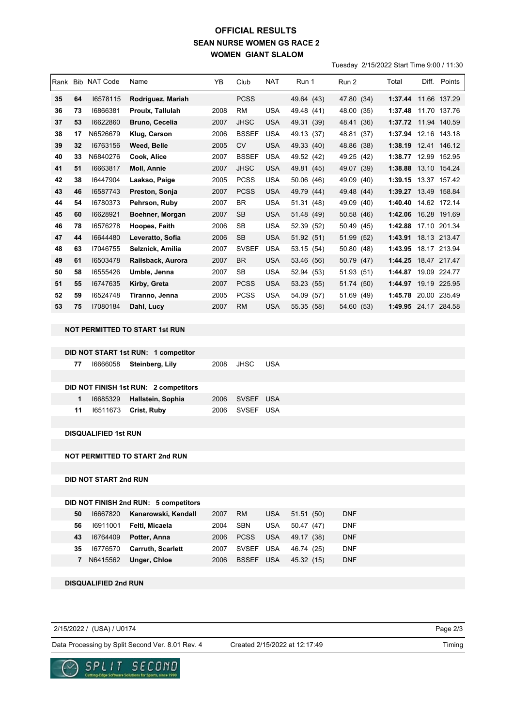# OFFICIAL RESULTS
## SEAN NURSE WOMEN GS RACE 2
### WOMEN GIANT SLALOM

Tuesday 2/15/2022 Start Time 9:00 / 11:30

| Rank | Bib | NAT Code | Name | YB | Club | NAT | Run 1 | Run 2 | Total | Diff. | Points |
|---|---|---|---|---|---|---|---|---|---|---|---|
| **35** | **64** | I6578115 | **Rodriguez, Mariah** | | PCSS | | 49.64 (43) | 47.80 (34) | **1:37.44** | 11.66 | 137.29 |
| **36** | **73** | I6866381 | **Proulx, Tallulah** | 2008 | RM | USA | 49.48 (41) | 48.00 (35) | **1:37.48** | 11.70 | 137.76 |
| **37** | **53** | I6622860 | **Bruno, Cecelia** | 2007 | JHSC | USA | 49.31 (39) | 48.41 (36) | **1:37.72** | 11.94 | 140.59 |
| **38** | **17** | N6526679 | **Klug, Carson** | 2006 | BSSEF | USA | 49.13 (37) | 48.81 (37) | **1:37.94** | 12.16 | 143.18 |
| **39** | **32** | I6763156 | **Weed, Belle** | 2005 | CV | USA | 49.33 (40) | 48.86 (38) | **1:38.19** | 12.41 | 146.12 |
| **40** | **33** | N6840276 | **Cook, Alice** | 2007 | BSSEF | USA | 49.52 (42) | 49.25 (42) | **1:38.77** | 12.99 | 152.95 |
| **41** | **51** | I6663817 | **Moll, Annie** | 2007 | JHSC | USA | 49.81 (45) | 49.07 (39) | **1:38.88** | 13.10 | 154.24 |
| **42** | **38** | I6447904 | **Laakso, Paige** | 2005 | PCSS | USA | 50.06 (46) | 49.09 (40) | **1:39.15** | 13.37 | 157.42 |
| **43** | **46** | I6587743 | **Preston, Sonja** | 2007 | PCSS | USA | 49.79 (44) | 49.48 (44) | **1:39.27** | 13.49 | 158.84 |
| **44** | **54** | I6780373 | **Pehrson, Ruby** | 2007 | BR | USA | 51.31 (48) | 49.09 (40) | **1:40.40** | 14.62 | 172.14 |
| **45** | **60** | I6628921 | **Boehner, Morgan** | 2007 | SB | USA | 51.48 (49) | 50.58 (46) | **1:42.06** | 16.28 | 191.69 |
| **46** | **78** | I6576278 | **Hoopes, Faith** | 2006 | SB | USA | 52.39 (52) | 50.49 (45) | **1:42.88** | 17.10 | 201.34 |
| **47** | **44** | I6644480 | **Leveratto, Sofia** | 2006 | SB | USA | 51.92 (51) | 51.99 (52) | **1:43.91** | 18.13 | 213.47 |
| **48** | **63** | I7046755 | **Selznick, Amilia** | 2007 | SVSEF | USA | 53.15 (54) | 50.80 (48) | **1:43.95** | 18.17 | 213.94 |
| **49** | **61** | I6503478 | **Railsback, Aurora** | 2007 | BR | USA | 53.46 (56) | 50.79 (47) | **1:44.25** | 18.47 | 217.47 |
| **50** | **58** | I6555426 | **Umble, Jenna** | 2007 | SB | USA | 52.94 (53) | 51.93 (51) | **1:44.87** | 19.09 | 224.77 |
| **51** | **55** | I6747635 | **Kirby, Greta** | 2007 | PCSS | USA | 53.23 (55) | 51.74 (50) | **1:44.97** | 19.19 | 225.95 |
| **52** | **59** | I6524748 | **Tiranno, Jenna** | 2005 | PCSS | USA | 54.09 (57) | 51.69 (49) | **1:45.78** | 20.00 | 235.49 |
| **53** | **75** | I7080184 | **Dahl, Lucy** | 2007 | RM | USA | 55.35 (58) | 54.60 (53) | **1:49.95** | 24.17 | 284.58 |

**NOT PERMITTED TO START 1st RUN**

**DID NOT START 1st RUN: 1 competitor**

| Bib | NAT Code | Name | YB | Club | NAT |
|---|---|---|---|---|---|
| **77** | I6666058 | **Steinberg, Lily** | 2008 | JHSC | USA |

**DID NOT FINISH 1st RUN: 2 competitors**

| Bib | NAT Code | Name | YB | Club | NAT |
|---|---|---|---|---|---|
| **1** | I6685329 | **Hallstein, Sophia** | 2006 | SVSEF | USA |
| **11** | I6511673 | **Crist, Ruby** | 2006 | SVSEF | USA |

**DISQUALIFIED 1st RUN**

**NOT PERMITTED TO START 2nd RUN**

**DID NOT START 2nd RUN**

**DID NOT FINISH 2nd RUN: 5 competitors**

| Bib | NAT Code | Name | YB | Club | NAT | Run 1 | Run 2 |
|---|---|---|---|---|---|---|---|
| **50** | I6667820 | **Kanarowski, Kendall** | 2007 | RM | USA | 51.51 (50) | DNF |
| **56** | I6911001 | **Feltl, Micaela** | 2004 | SBN | USA | 50.47 (47) | DNF |
| **43** | I6764409 | **Potter, Anna** | 2006 | PCSS | USA | 49.17 (38) | DNF |
| **35** | I6776570 | **Carruth, Scarlett** | 2007 | SVSEF | USA | 46.74 (25) | DNF |
| **7** | N6415562 | **Unger, Chloe** | 2006 | BSSEF | USA | 45.32 (15) | DNF |

**DISQUALIFIED 2nd RUN**

2/15/2022 / (USA) / U0174

Data Processing by Split Second Ver. 8.01 Rev. 4 &nbsp;&nbsp; Created 2/15/2022 at 12:17:49 &nbsp;&nbsp; Timing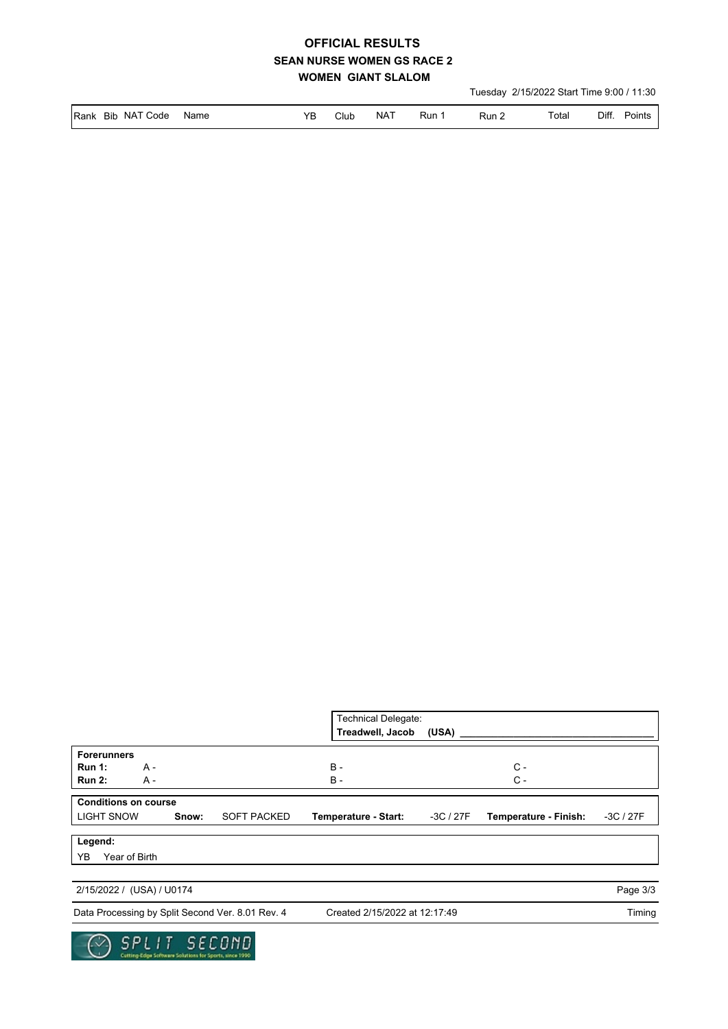# OFFICIAL RESULTS
## SEAN NURSE WOMEN GS RACE 2
### WOMEN GIANT SLALOM

Tuesday 2/15/2022 Start Time 9:00 / 11:30

| Rank | Bib | NAT Code | Name | YB | Club | NAT | Run 1 | Run 2 | Total | Diff. | Points |
|---|---|---|---|---|---|---|---|---|---|---|---|

Technical Delegate:
**Treadwell, Jacob (USA)** ___________________________________

| **Forerunners** | | | |
|---|---|---|---|
| **Run 1:** | A - | B - | C - |
| **Run 2:** | A - | B - | C - |

| **Conditions on course** | | | | | | |
|---|---|---|---|---|---|---|
| LIGHT SNOW | **Snow:** | SOFT PACKED | **Temperature - Start:** | -3C / 27F | **Temperature - Finish:** | -3C / 27F |

**Legend:**
YB Year of Birth

2/15/2022 / (USA) / U0174

Data Processing by Split Second Ver. 8.01 Rev. 4 Created 2/15/2022 at 12:17:49 Timing